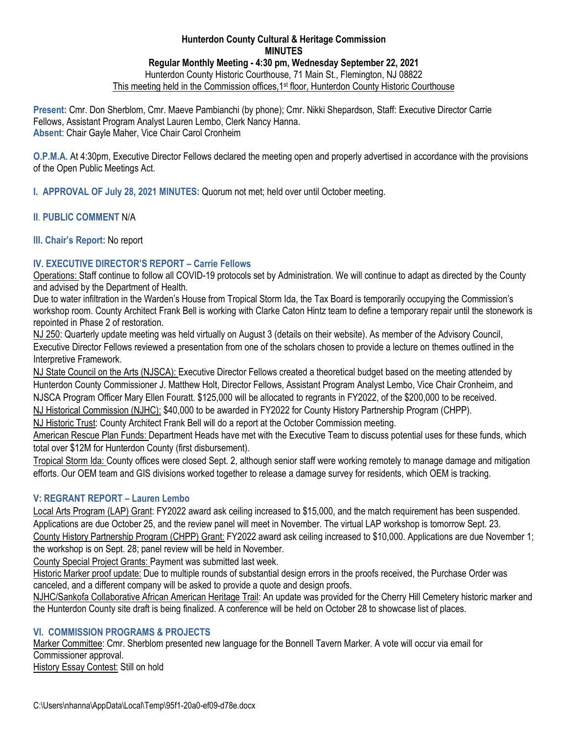**Hunterdon County Cultural & Heritage Commission**
**MINUTES**
**Regular Monthly Meeting - 4:30 pm, Wednesday September 22, 2021**
Hunterdon County Historic Courthouse, 71 Main St., Flemington, NJ 08822
This meeting held in the Commission offices,1st floor, Hunterdon County Historic Courthouse

**Present:** Cmr. Don Sherblom, Cmr. Maeve Pambianchi (by phone); Cmr. Nikki Shepardson, Staff: Executive Director Carrie Fellows, Assistant Program Analyst Lauren Lembo, Clerk Nancy Hanna.
**Absent**: Chair Gayle Maher, Vice Chair Carol Cronheim

**O.P.M.A.** At 4:30pm, Executive Director Fellows declared the meeting open and properly advertised in accordance with the provisions of the Open Public Meetings Act.

**I. APPROVAL OF July 28, 2021 MINUTES:** Quorum not met; held over until October meeting.

**II. PUBLIC COMMENT** N/A

**III. Chair's Report:** No report

**IV. EXECUTIVE DIRECTOR'S REPORT – Carrie Fellows**

Operations: Staff continue to follow all COVID-19 protocols set by Administration. We will continue to adapt as directed by the County and advised by the Department of Health.

Due to water infiltration in the Warden's House from Tropical Storm Ida, the Tax Board is temporarily occupying the Commission's workshop room. County Architect Frank Bell is working with Clarke Caton Hintz team to define a temporary repair until the stonework is repointed in Phase 2 of restoration.

NJ 250: Quarterly update meeting was held virtually on August 3 (details on their website). As member of the Advisory Council, Executive Director Fellows reviewed a presentation from one of the scholars chosen to provide a lecture on themes outlined in the Interpretive Framework.

NJ State Council on the Arts (NJSCA): Executive Director Fellows created a theoretical budget based on the meeting attended by Hunterdon County Commissioner J. Matthew Holt, Director Fellows, Assistant Program Analyst Lembo, Vice Chair Cronheim, and NJSCA Program Officer Mary Ellen Fouratt. $125,000 will be allocated to regrants in FY2022, of the $200,000 to be received.

NJ Historical Commission (NJHC): $40,000 to be awarded in FY2022 for County History Partnership Program (CHPP).

NJ Historic Trust: County Architect Frank Bell will do a report at the October Commission meeting.

American Rescue Plan Funds: Department Heads have met with the Executive Team to discuss potential uses for these funds, which total over $12M for Hunterdon County (first disbursement).

Tropical Storm Ida: County offices were closed Sept. 2, although senior staff were working remotely to manage damage and mitigation efforts. Our OEM team and GIS divisions worked together to release a damage survey for residents, which OEM is tracking.

**V: REGRANT REPORT – Lauren Lembo**

Local Arts Program (LAP) Grant: FY2022 award ask ceiling increased to $15,000, and the match requirement has been suspended. Applications are due October 25, and the review panel will meet in November. The virtual LAP workshop is tomorrow Sept. 23.

County History Partnership Program (CHPP) Grant: FY2022 award ask ceiling increased to $10,000. Applications are due November 1; the workshop is on Sept. 28; panel review will be held in November.

County Special Project Grants: Payment was submitted last week.

Historic Marker proof update: Due to multiple rounds of substantial design errors in the proofs received, the Purchase Order was canceled, and a different company will be asked to provide a quote and design proofs.

NJHC/Sankofa Collaborative African American Heritage Trail: An update was provided for the Cherry Hill Cemetery historic marker and the Hunterdon County site draft is being finalized. A conference will be held on October 28 to showcase list of places.

**VI. COMMISSION PROGRAMS & PROJECTS**

Marker Committee: Cmr. Sherblom presented new language for the Bonnell Tavern Marker. A vote will occur via email for Commissioner approval.

History Essay Contest: Still on hold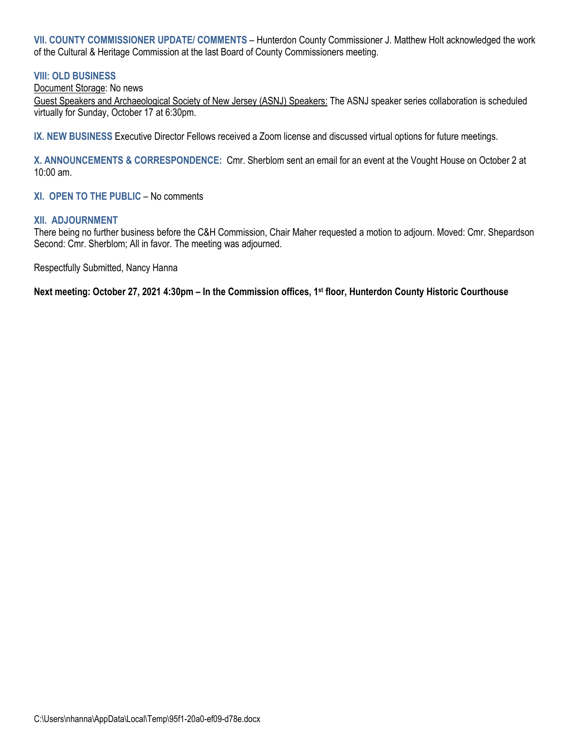**VII. COUNTY COMMISSIONER UPDATE/ COMMENTS** – Hunterdon County Commissioner J. Matthew Holt acknowledged the work of the Cultural & Heritage Commission at the last Board of County Commissioners meeting.

**VIII: OLD BUSINESS**

Document Storage: No news

Guest Speakers and Archaeological Society of New Jersey (ASNJ) Speakers: The ASNJ speaker series collaboration is scheduled virtually for Sunday, October 17 at 6:30pm.

**IX. NEW BUSINESS** Executive Director Fellows received a Zoom license and discussed virtual options for future meetings.

**X. ANNOUNCEMENTS & CORRESPONDENCE:** Cmr. Sherblom sent an email for an event at the Vought House on October 2 at 10:00 am.

**XI. OPEN TO THE PUBLIC** – No comments

**XII. ADJOURNMENT**

There being no further business before the C&H Commission, Chair Maher requested a motion to adjourn. Moved: Cmr. Shepardson Second: Cmr. Sherblom; All in favor. The meeting was adjourned.

Respectfully Submitted, Nancy Hanna

**Next meeting: October 27, 2021 4:30pm – In the Commission offices, 1st floor, Hunterdon County Historic Courthouse**

C:\Users\nhanna\AppData\Local\Temp\95f1-20a0-ef09-d78e.docx